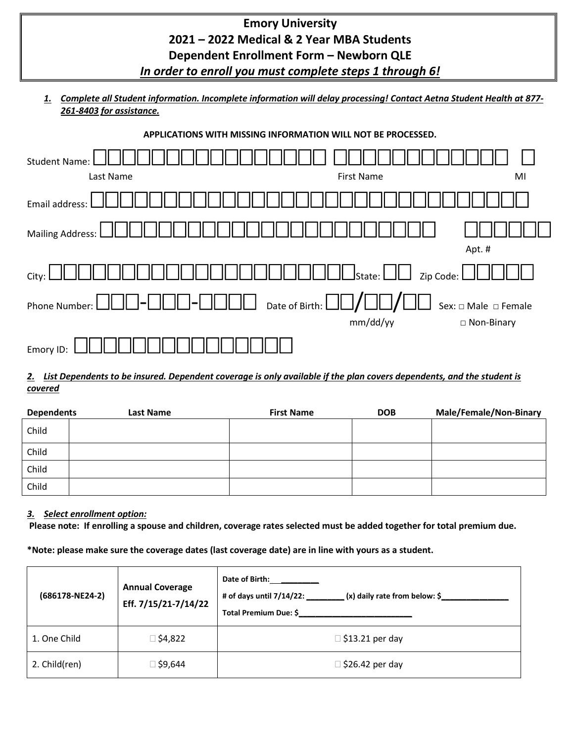# Emory University

## 2021 – 2022 Medical & 2 Year MBA Students

## Dependent Enrollment Form – Newborn QLE

***In order to enroll you must complete steps 1 through 6!***

***1. Complete all Student information. Incomplete information will delay processing! Contact Aetna Student Health at 877-261-8403 for assistance.***

**APPLICATIONS WITH MISSING INFORMATION WILL NOT BE PROCESSED.**

Student Name: ______________________ ______________________ ___
Last Name First Name MI

Email address: ______________________________________________

Mailing Address: ______________________________________ ________
Apt. #

City: ______________________________ State: ____ Zip Code: __________

Phone Number: ___-___-____ Date of Birth: __/__/__ Sex: □ Male □ Female □ Non-Binary
mm/dd/yy

Emory ID: ________________________

***2. List Dependents to be insured. Dependent coverage is only available if the plan covers dependents, and the student is covered***

| Dependents | Last Name | First Name | DOB | Male/Female/Non-Binary |
|---|---|---|---|---|
| Child | | | | |
| Child | | | | |
| Child | | | | |
| Child | | | | |

***3. Select enrollment option:***

**Please note: If enrolling a spouse and children, coverage rates selected must be added together for total premium due.**

**\*Note: please make sure the coverage dates (last coverage date) are in line with yours as a student.**

| (686178-NE24-2) | Annual Coverage Eff. 7/15/21-7/14/22 | Date of Birth: ________ # of days until 7/14/22: ________ (x) daily rate from below: $______________ Total Premium Due: $________________________ |
|---|---|---|
| 1. One Child | □ $4,822 | □ $13.21 per day |
| 2. Child(ren) | □ $9,644 | □ $26.42 per day |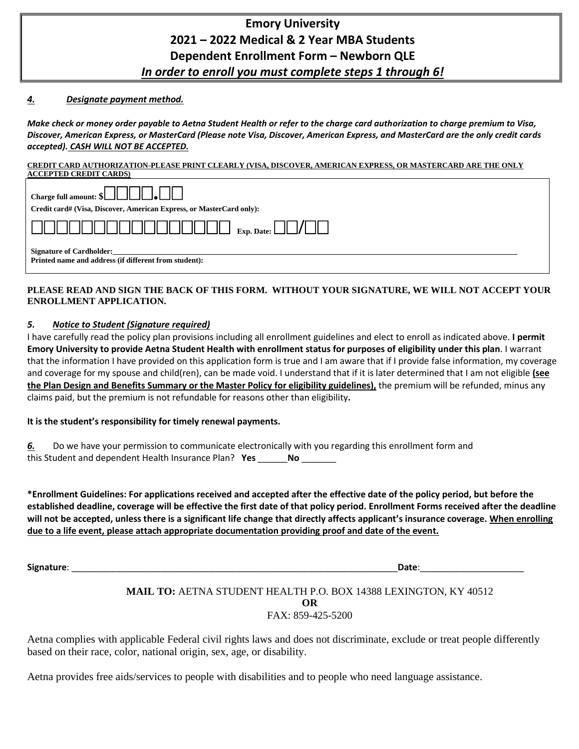# Emory University
# 2021 – 2022 Medical & 2 Year MBA Students
# Dependent Enrollment Form – Newborn QLE
## *In order to enroll you must complete steps 1 through 6!*

***4. Designate payment method.***

***Make check or money order payable to Aetna Student Health or refer to the charge card authorization to charge premium to Visa, Discover, American Express, or MasterCard (Please note Visa, Discover, American Express, and MasterCard are the only credit cards accepted). CASH WILL NOT BE ACCEPTED.***

**CREDIT CARD AUTHORIZATION-PLEASE PRINT CLEARLY (VISA, DISCOVER, AMERICAN EXPRESS, OR MASTERCARD ARE THE ONLY ACCEPTED CREDIT CARDS)**

**Charge full amount:** $☐☐☐☐.☐☐

**Credit card# (Visa, Discover, American Express, or MasterCard only):**

☐☐☐☐☐☐☐☐☐☐☐☐☐☐☐☐ **Exp. Date:** ☐☐/☐☐

**Signature of Cardholder:**\_\_\_\_\_\_\_\_\_\_\_\_\_\_\_\_\_\_\_\_\_\_\_\_\_\_\_\_\_\_\_\_\_\_\_\_\_\_\_\_\_\_\_\_\_\_\_\_\_\_

**Printed name and address (if different from student):**

**PLEASE READ AND SIGN THE BACK OF THIS FORM. WITHOUT YOUR SIGNATURE, WE WILL NOT ACCEPT YOUR ENROLLMENT APPLICATION.**

***5. Notice to Student (Signature required)***

I have carefully read the policy plan provisions including all enrollment guidelines and elect to enroll as indicated above. **I permit Emory University to provide Aetna Student Health with enrollment status for purposes of eligibility under this plan**. I warrant that the information I have provided on this application form is true and I am aware that if I provide false information, my coverage and coverage for my spouse and child(ren), can be made void. I understand that if it is later determined that I am not eligible **(see the Plan Design and Benefits Summary or the Master Policy for eligibility guidelines),** the premium will be refunded, minus any claims paid, but the premium is not refundable for reasons other than eligibility**.**

**It is the student's responsibility for timely renewal payments.**

***6.*** Do we have your permission to communicate electronically with you regarding this enrollment form and this Student and dependent Health Insurance Plan? **Yes** \_\_\_\_\_\_**No** \_\_\_\_\_\_\_

**\*Enrollment Guidelines: For applications received and accepted after the effective date of the policy period, but before the established deadline, coverage will be effective the first date of that policy period. Enrollment Forms received after the deadline will not be accepted, unless there is a significant life change that directly affects applicant's insurance coverage. When enrolling due to a life event, please attach appropriate documentation providing proof and date of the event.**

**Signature**: \_\_\_\_\_\_\_\_\_\_\_\_\_\_\_\_\_\_\_\_\_\_\_\_\_\_\_\_\_\_\_\_\_\_\_\_\_\_\_\_\_\_\_\_\_\_\_\_\_\_\_\_\_\_\_\_\_\_\_\_\_\_\_\_\_\_\_**Date**:\_\_\_\_\_\_\_\_\_\_\_\_\_\_\_\_\_\_\_\_\_

**MAIL TO:** AETNA STUDENT HEALTH P.O. BOX 14388 LEXINGTON, KY 40512

**OR**

FAX: 859-425-5200

Aetna complies with applicable Federal civil rights laws and does not discriminate, exclude or treat people differently based on their race, color, national origin, sex, age, or disability.

Aetna provides free aids/services to people with disabilities and to people who need language assistance.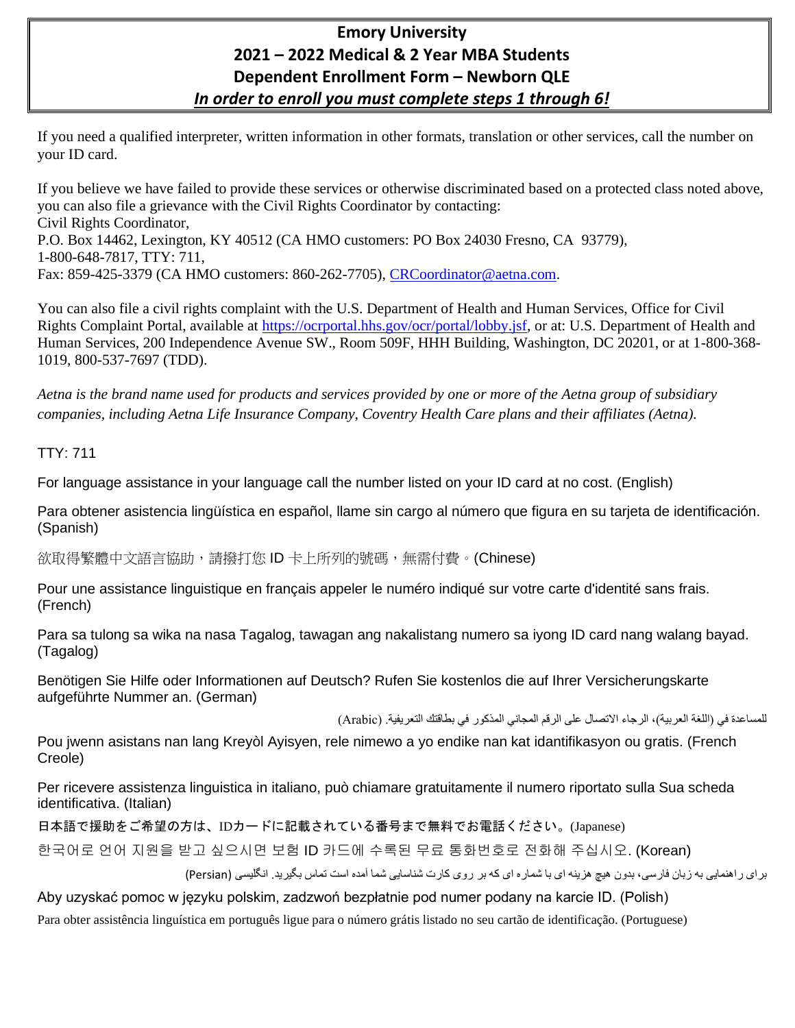# Emory University
## 2021 – 2022 Medical & 2 Year MBA Students
## Dependent Enrollment Form – Newborn QLE
***In order to enroll you must complete steps 1 through 6!***

If you need a qualified interpreter, written information in other formats, translation or other services, call the number on your ID card.

If you believe we have failed to provide these services or otherwise discriminated based on a protected class noted above, you can also file a grievance with the Civil Rights Coordinator by contacting:
Civil Rights Coordinator,
P.O. Box 14462, Lexington, KY 40512 (CA HMO customers: PO Box 24030 Fresno, CA 93779),
1-800-648-7817, TTY: 711,
Fax: 859-425-3379 (CA HMO customers: 860-262-7705), CRCoordinator@aetna.com.

You can also file a civil rights complaint with the U.S. Department of Health and Human Services, Office for Civil Rights Complaint Portal, available at https://ocrportal.hhs.gov/ocr/portal/lobby.jsf, or at: U.S. Department of Health and Human Services, 200 Independence Avenue SW., Room 509F, HHH Building, Washington, DC 20201, or at 1-800-368-1019, 800-537-7697 (TDD).

*Aetna is the brand name used for products and services provided by one or more of the Aetna group of subsidiary companies, including Aetna Life Insurance Company, Coventry Health Care plans and their affiliates (Aetna).*

TTY: 711

For language assistance in your language call the number listed on your ID card at no cost. (English)

Para obtener asistencia lingüística en español, llame sin cargo al número que figura en su tarjeta de identificación. (Spanish)

欲取得繁體中文語言協助，請撥打您 ID 卡上所列的號碼，無需付費。(Chinese)

Pour une assistance linguistique en français appeler le numéro indiqué sur votre carte d'identité sans frais. (French)

Para sa tulong sa wika na nasa Tagalog, tawagan ang nakalistang numero sa iyong ID card nang walang bayad. (Tagalog)

Benötigen Sie Hilfe oder Informationen auf Deutsch? Rufen Sie kostenlos die auf Ihrer Versicherungskarte aufgeführte Nummer an. (German)

للمساعدة في (اللغة العربية)، الرجاء الاتصال على الرقم المجاني المذكور في بطاقتك التعريفية. (Arabic)

Pou jwenn asistans nan lang Kreyòl Ayisyen, rele nimewo a yo endike nan kat idantifikasyon ou gratis. (French Creole)

Per ricevere assistenza linguistica in italiano, può chiamare gratuitamente il numero riportato sulla Sua scheda identificativa. (Italian)

日本語で援助をご希望の方は、IDカードに記載されている番号まで無料でお電話ください。(Japanese)

한국어로 언어 지원을 받고 싶으시면 보험 ID 카드에 수록된 무료 통화번호로 전화해 주십시오. (Korean)

برای راهنمایی به زبان فارسی، بدون هیچ هزینه ای با شماره ای که بر روی کارت شناسایی شما آمده است تماس بگیرید. انگلیسی (Persian)

Aby uzyskać pomoc w języku polskim, zadzwoń bezpłatnie pod numer podany na karcie ID. (Polish)

Para obter assistência linguística em português ligue para o número grátis listado no seu cartão de identificação. (Portuguese)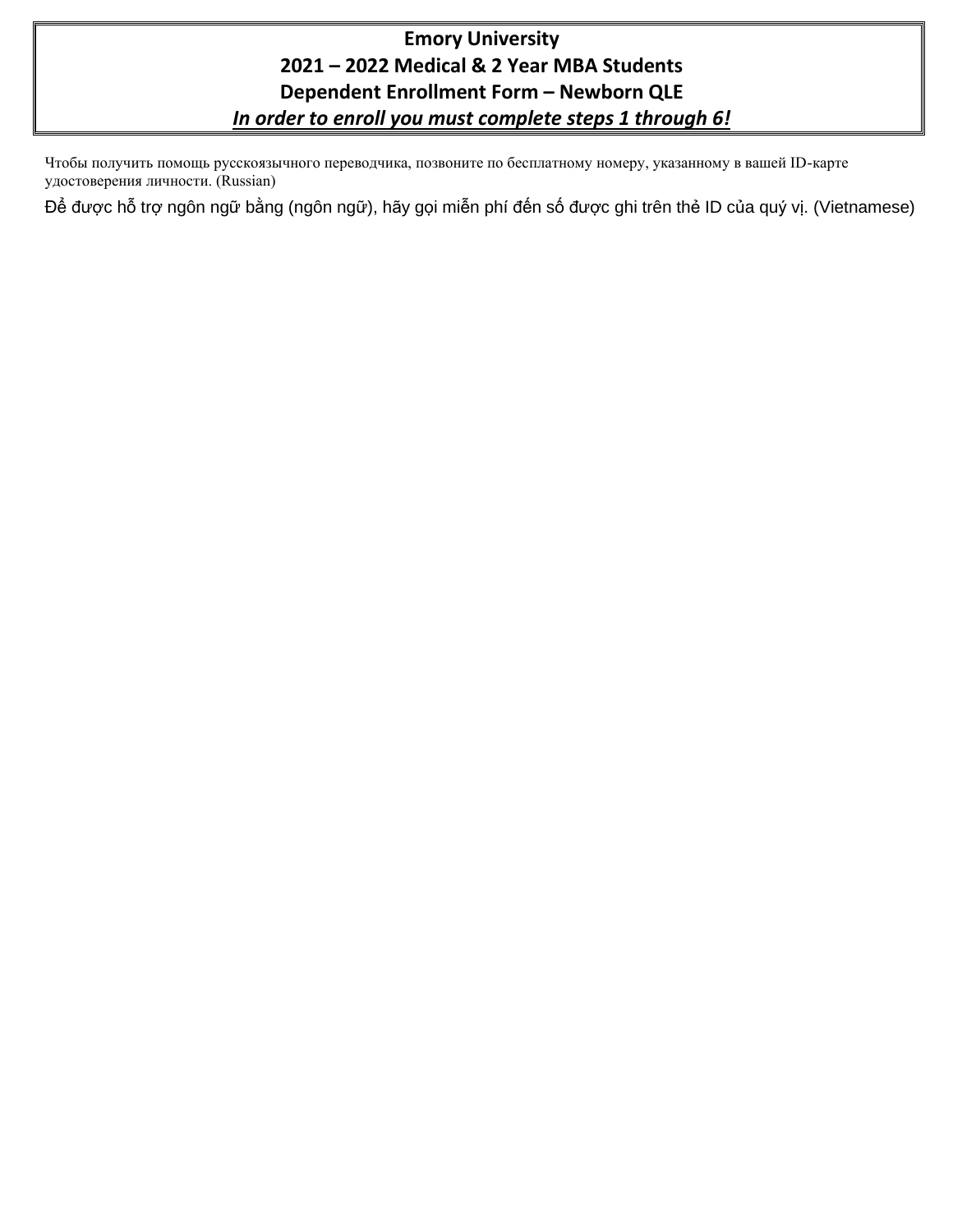# Emory University
## 2021 – 2022 Medical & 2 Year MBA Students
## Dependent Enrollment Form – Newborn QLE
***In order to enroll you must complete steps 1 through 6!***

Чтобы получить помощь русскоязычного переводчика, позвоните по бесплатному номеру, указанному в вашей ID-карте удостоверения личности. (Russian)

Để được hỗ trợ ngôn ngữ bằng (ngôn ngữ), hãy gọi miễn phí đến số được ghi trên thẻ ID của quý vị. (Vietnamese)